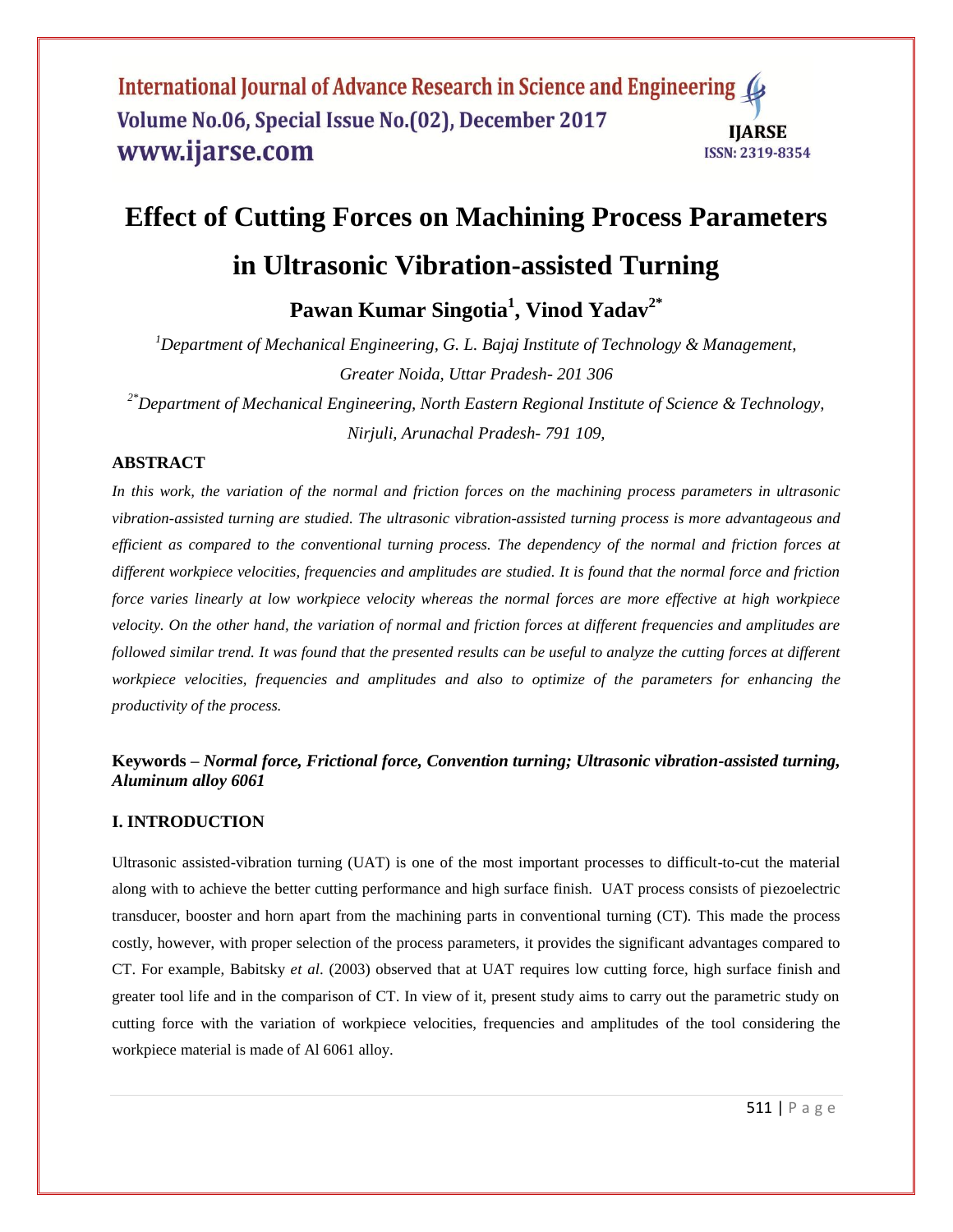# Effect of Cutting Forces on Machining Process Parameters in Ultrasonic Vibration-assisted Turning

**Pawan Kumar Singotia[1], Vinod Yadav[2*]**

*[1]Department of Mechanical Engineering, G. L. Bajaj Institute of Technology & Management, Greater Noida, Uttar Pradesh- 201 306*

*[2*]Department of Mechanical Engineering, North Eastern Regional Institute of Science & Technology, Nirjuli, Arunachal Pradesh- 791 109,*

## ABSTRACT

*In this work, the variation of the normal and friction forces on the machining process parameters in ultrasonic vibration-assisted turning are studied. The ultrasonic vibration-assisted turning process is more advantageous and efficient as compared to the conventional turning process. The dependency of the normal and friction forces at different workpiece velocities, frequencies and amplitudes are studied. It is found that the normal force and friction force varies linearly at low workpiece velocity whereas the normal forces are more effective at high workpiece velocity. On the other hand, the variation of normal and friction forces at different frequencies and amplitudes are followed similar trend. It was found that the presented results can be useful to analyze the cutting forces at different workpiece velocities, frequencies and amplitudes and also to optimize of the parameters for enhancing the productivity of the process.*

**Keywords –** ***Normal force, Frictional force, Convention turning; Ultrasonic vibration-assisted turning, Aluminum alloy 6061***

## I. INTRODUCTION

Ultrasonic assisted-vibration turning (UAT) is one of the most important processes to difficult-to-cut the material along with to achieve the better cutting performance and high surface finish. UAT process consists of piezoelectric transducer, booster and horn apart from the machining parts in conventional turning (CT). This made the process costly, however, with proper selection of the process parameters, it provides the significant advantages compared to CT. For example, Babitsky *et al*. (2003) observed that at UAT requires low cutting force, high surface finish and greater tool life and in the comparison of CT. In view of it, present study aims to carry out the parametric study on cutting force with the variation of workpiece velocities, frequencies and amplitudes of the tool considering the workpiece material is made of Al 6061 alloy.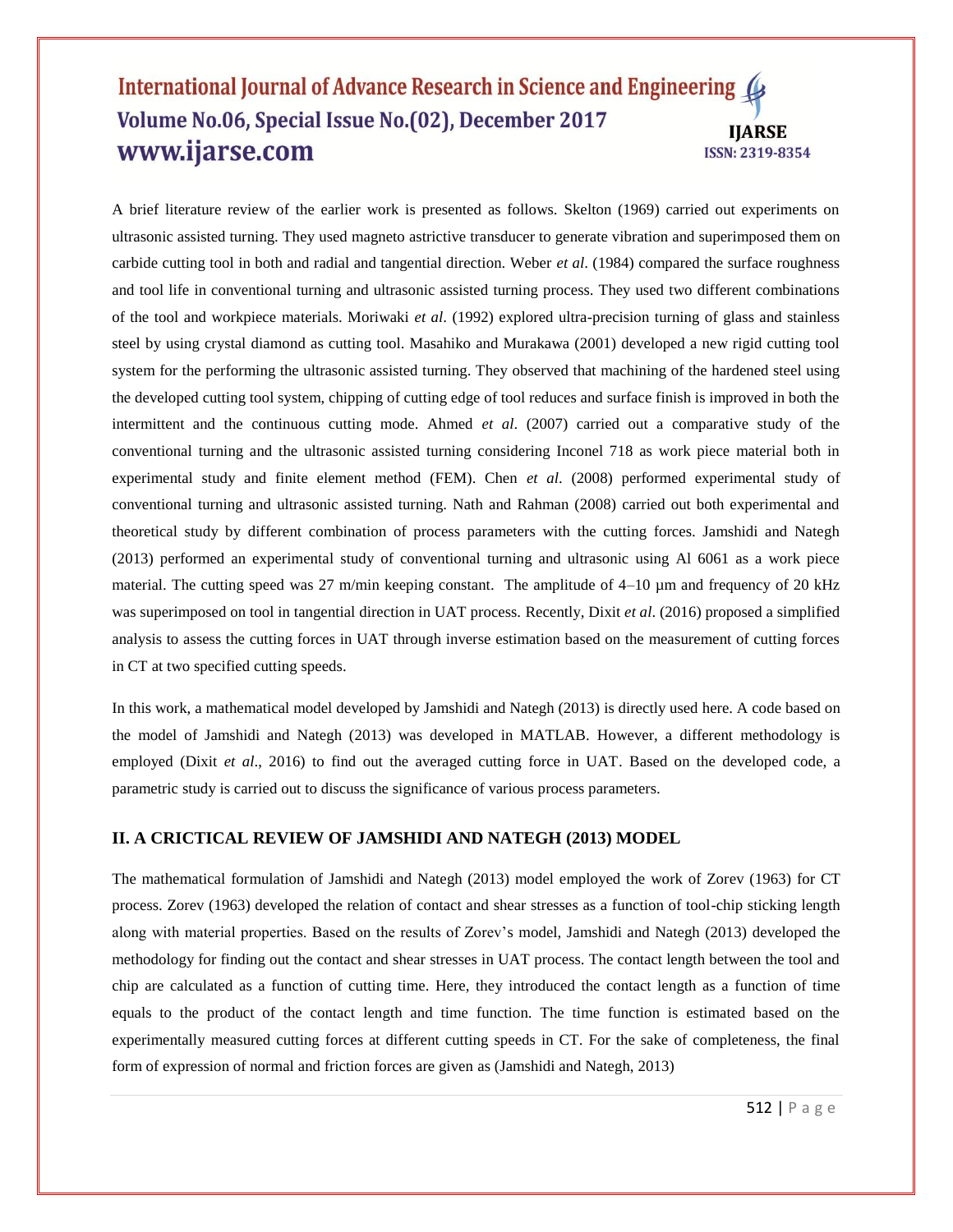A brief literature review of the earlier work is presented as follows. Skelton (1969) carried out experiments on ultrasonic assisted turning. They used magneto astrictive transducer to generate vibration and superimposed them on carbide cutting tool in both and radial and tangential direction. Weber *et al*. (1984) compared the surface roughness and tool life in conventional turning and ultrasonic assisted turning process. They used two different combinations of the tool and workpiece materials. Moriwaki *et al*. (1992) explored ultra-precision turning of glass and stainless steel by using crystal diamond as cutting tool. Masahiko and Murakawa (2001) developed a new rigid cutting tool system for the performing the ultrasonic assisted turning. They observed that machining of the hardened steel using the developed cutting tool system, chipping of cutting edge of tool reduces and surface finish is improved in both the intermittent and the continuous cutting mode. Ahmed *et al*. (2007) carried out a comparative study of the conventional turning and the ultrasonic assisted turning considering Inconel 718 as work piece material both in experimental study and finite element method (FEM). Chen *et al*. (2008) performed experimental study of conventional turning and ultrasonic assisted turning. Nath and Rahman (2008) carried out both experimental and theoretical study by different combination of process parameters with the cutting forces. Jamshidi and Nategh (2013) performed an experimental study of conventional turning and ultrasonic using Al 6061 as a work piece material. The cutting speed was 27 m/min keeping constant. The amplitude of 4–10 μm and frequency of 20 kHz was superimposed on tool in tangential direction in UAT process. Recently, Dixit *et al*. (2016) proposed a simplified analysis to assess the cutting forces in UAT through inverse estimation based on the measurement of cutting forces in CT at two specified cutting speeds.

In this work, a mathematical model developed by Jamshidi and Nategh (2013) is directly used here. A code based on the model of Jamshidi and Nategh (2013) was developed in MATLAB. However, a different methodology is employed (Dixit *et al*., 2016) to find out the averaged cutting force in UAT. Based on the developed code, a parametric study is carried out to discuss the significance of various process parameters.

## II. A CRICTICAL REVIEW OF JAMSHIDI AND NATEGH (2013) MODEL

The mathematical formulation of Jamshidi and Nategh (2013) model employed the work of Zorev (1963) for CT process. Zorev (1963) developed the relation of contact and shear stresses as a function of tool-chip sticking length along with material properties. Based on the results of Zorev's model, Jamshidi and Nategh (2013) developed the methodology for finding out the contact and shear stresses in UAT process. The contact length between the tool and chip are calculated as a function of cutting time. Here, they introduced the contact length as a function of time equals to the product of the contact length and time function. The time function is estimated based on the experimentally measured cutting forces at different cutting speeds in CT. For the sake of completeness, the final form of expression of normal and friction forces are given as (Jamshidi and Nategh, 2013)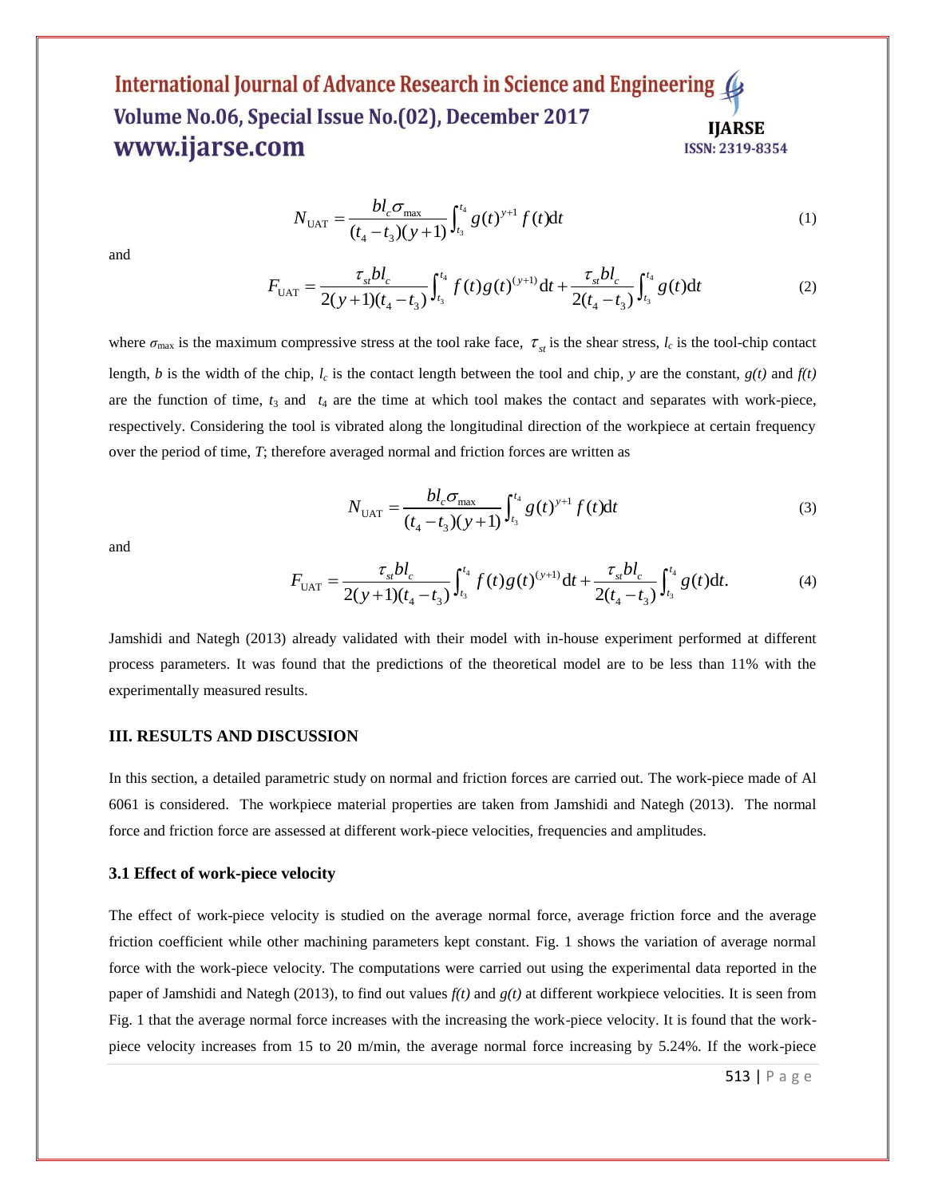$$N_{\mathrm{UAT}} = \frac{bl_c \sigma_{\max}}{(t_4 - t_3)(y+1)} \int_{t_3}^{t_4} g(t)^{y+1} f(t) \mathrm{d}t \tag{1}$$

and

$$F_{\mathrm{UAT}} = \frac{\tau_{st} bl_c}{2(y+1)(t_4 - t_3)} \int_{t_3}^{t_4} f(t) g(t)^{(y+1)} \mathrm{d}t + \frac{\tau_{st} bl_c}{2(t_4 - t_3)} \int_{t_3}^{t_4} g(t) \mathrm{d}t \tag{2}$$

where $\sigma_{\max}$ is the maximum compressive stress at the tool rake face, $\tau_{st}$ is the shear stress, $l_c$ is the tool-chip contact length, $b$ is the width of the chip, $l_c$ is the contact length between the tool and chip, $y$ are the constant, $g(t)$ and $f(t)$ are the function of time, $t_3$ and $t_4$ are the time at which tool makes the contact and separates with work-piece, respectively. Considering the tool is vibrated along the longitudinal direction of the workpiece at certain frequency over the period of time, $T$; therefore averaged normal and friction forces are written as

$$N_{\mathrm{UAT}} = \frac{bl_c \sigma_{\max}}{(t_4 - t_3)(y+1)} \int_{t_3}^{t_4} g(t)^{y+1} f(t) \mathrm{d}t \tag{3}$$

and

$$F_{\mathrm{UAT}} = \frac{\tau_{st} bl_c}{2(y+1)(t_4 - t_3)} \int_{t_3}^{t_4} f(t) g(t)^{(y+1)} \mathrm{d}t + \frac{\tau_{st} bl_c}{2(t_4 - t_3)} \int_{t_3}^{t_4} g(t) \mathrm{d}t. \tag{4}$$

Jamshidi and Nategh (2013) already validated with their model with in-house experiment performed at different process parameters. It was found that the predictions of the theoretical model are to be less than 11% with the experimentally measured results.

## III. RESULTS AND DISCUSSION

In this section, a detailed parametric study on normal and friction forces are carried out. The work-piece made of Al 6061 is considered. The workpiece material properties are taken from Jamshidi and Nategh (2013). The normal force and friction force are assessed at different work-piece velocities, frequencies and amplitudes.

### 3.1 Effect of work-piece velocity

The effect of work-piece velocity is studied on the average normal force, average friction force and the average friction coefficient while other machining parameters kept constant. Fig. 1 shows the variation of average normal force with the work-piece velocity. The computations were carried out using the experimental data reported in the paper of Jamshidi and Nategh (2013), to find out values $f(t)$ and $g(t)$ at different workpiece velocities. It is seen from Fig. 1 that the average normal force increases with the increasing the work-piece velocity. It is found that the work-piece velocity increases from 15 to 20 m/min, the average normal force increasing by 5.24%. If the work-piece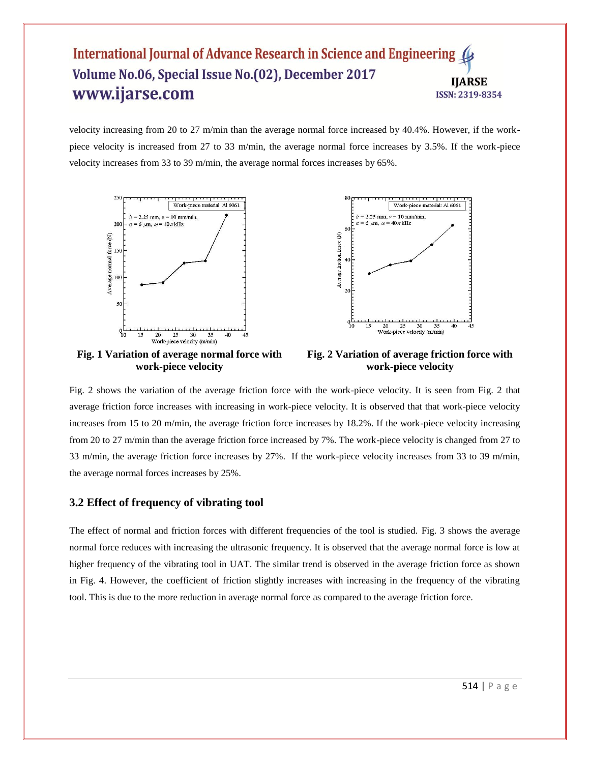velocity increasing from 20 to 27 m/min than the average normal force increased by 40.4%. However, if the work-piece velocity is increased from 27 to 33 m/min, the average normal force increases by 3.5%. If the work-piece velocity increases from 33 to 39 m/min, the average normal forces increases by 65%.

**Fig. 1 Variation of average normal force with work-piece velocity**

**Fig. 2 Variation of average friction force with work-piece velocity**

Fig. 2 shows the variation of the average friction force with the work-piece velocity. It is seen from Fig. 2 that average friction force increases with increasing in work-piece velocity. It is observed that that work-piece velocity increases from 15 to 20 m/min, the average friction force increases by 18.2%. If the work-piece velocity increasing from 20 to 27 m/min than the average friction force increased by 7%. The work-piece velocity is changed from 27 to 33 m/min, the average friction force increases by 27%. If the work-piece velocity increases from 33 to 39 m/min, the average normal forces increases by 25%.

### 3.2 Effect of frequency of vibrating tool

The effect of normal and friction forces with different frequencies of the tool is studied. Fig. 3 shows the average normal force reduces with increasing the ultrasonic frequency. It is observed that the average normal force is low at higher frequency of the vibrating tool in UAT. The similar trend is observed in the average friction force as shown in Fig. 4. However, the coefficient of friction slightly increases with increasing in the frequency of the vibrating tool. This is due to the more reduction in average normal force as compared to the average friction force.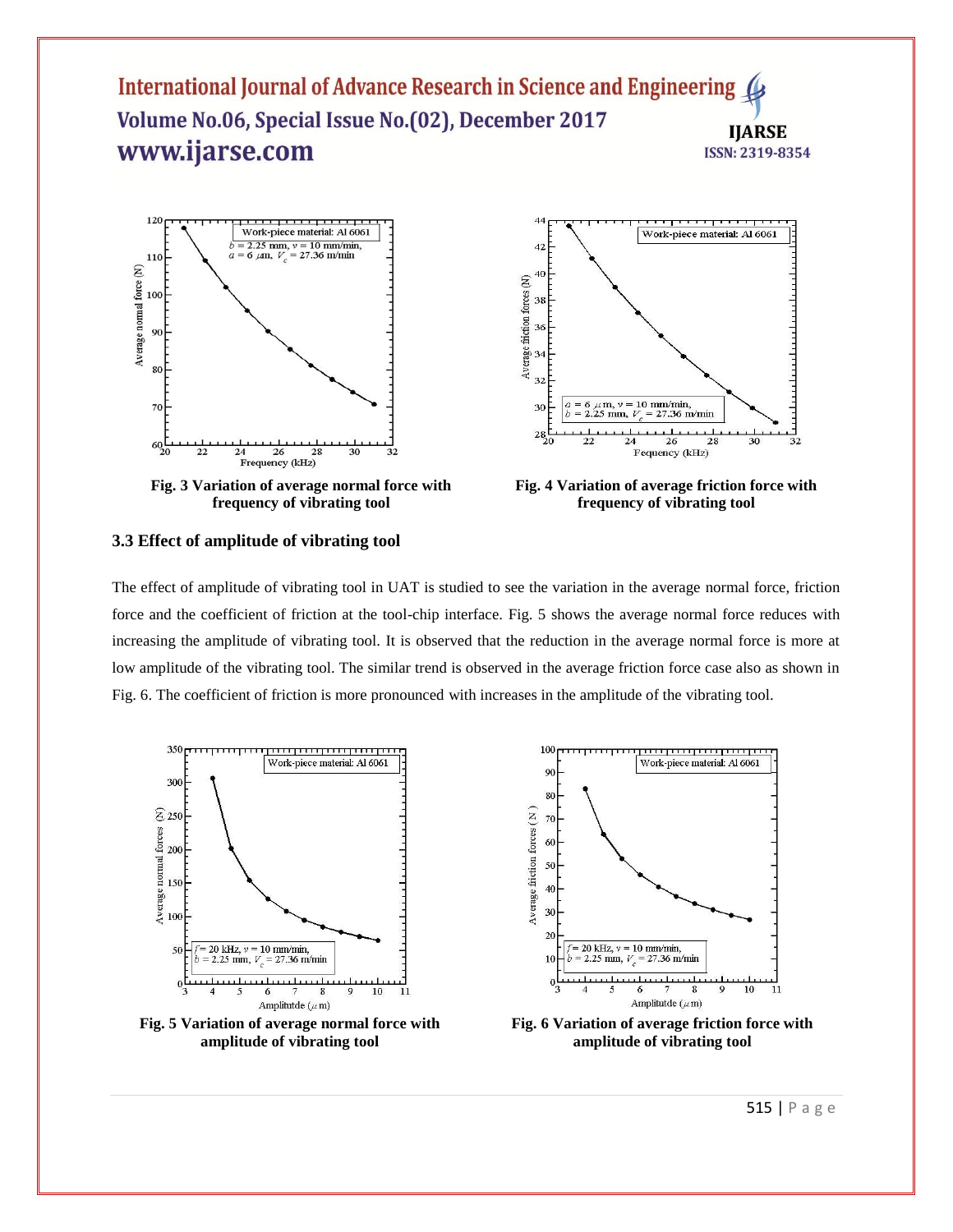Fig. 3 Variation of average normal force with frequency of vibrating tool

Fig. 4 Variation of average friction force with frequency of vibrating tool

### 3.3 Effect of amplitude of vibrating tool

The effect of amplitude of vibrating tool in UAT is studied to see the variation in the average normal force, friction force and the coefficient of friction at the tool-chip interface. Fig. 5 shows the average normal force reduces with increasing the amplitude of vibrating tool. It is observed that the reduction in the average normal force is more at low amplitude of the vibrating tool. The similar trend is observed in the average friction force case also as shown in Fig. 6. The coefficient of friction is more pronounced with increases in the amplitude of the vibrating tool.

Fig. 5 Variation of average normal force with amplitude of vibrating tool

Fig. 6 Variation of average friction force with amplitude of vibrating tool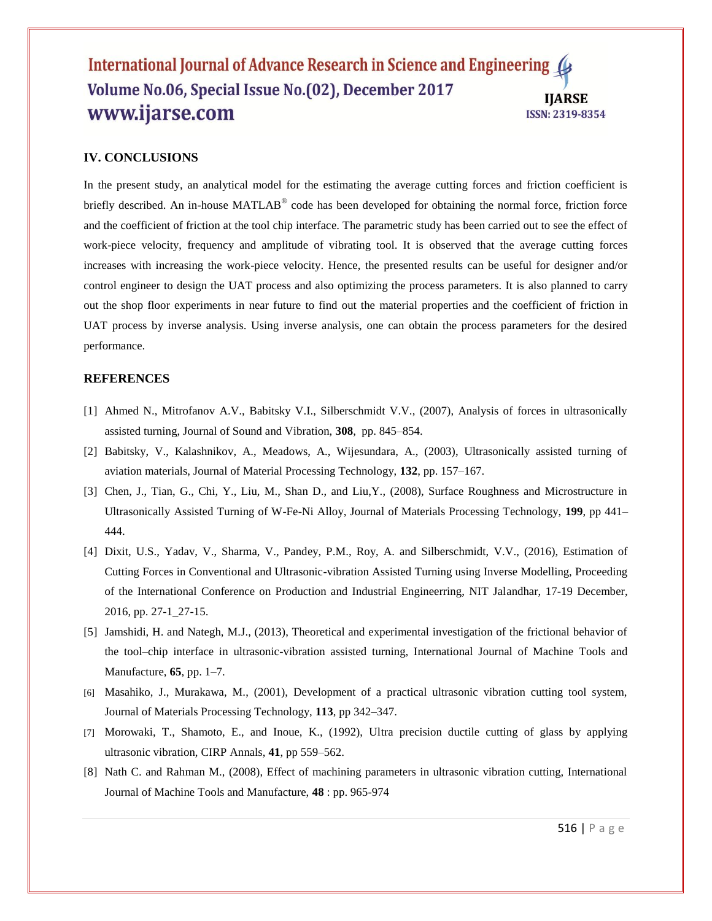## IV. CONCLUSIONS

In the present study, an analytical model for the estimating the average cutting forces and friction coefficient is briefly described. An in-house MATLAB® code has been developed for obtaining the normal force, friction force and the coefficient of friction at the tool chip interface. The parametric study has been carried out to see the effect of work-piece velocity, frequency and amplitude of vibrating tool. It is observed that the average cutting forces increases with increasing the work-piece velocity. Hence, the presented results can be useful for designer and/or control engineer to design the UAT process and also optimizing the process parameters. It is also planned to carry out the shop floor experiments in near future to find out the material properties and the coefficient of friction in UAT process by inverse analysis. Using inverse analysis, one can obtain the process parameters for the desired performance.

## REFERENCES

[1] Ahmed N., Mitrofanov A.V., Babitsky V.I., Silberschmidt V.V., (2007), Analysis of forces in ultrasonically assisted turning, Journal of Sound and Vibration, **308**, pp. 845–854.

[2] Babitsky, V., Kalashnikov, A., Meadows, A., Wijesundara, A., (2003), Ultrasonically assisted turning of aviation materials, Journal of Material Processing Technology, **132**, pp. 157–167.

[3] Chen, J., Tian, G., Chi, Y., Liu, M., Shan D., and Liu,Y., (2008), Surface Roughness and Microstructure in Ultrasonically Assisted Turning of W-Fe-Ni Alloy, Journal of Materials Processing Technology, **199**, pp 441–444.

[4] Dixit, U.S., Yadav, V., Sharma, V., Pandey, P.M., Roy, A. and Silberschmidt, V.V., (2016), Estimation of Cutting Forces in Conventional and Ultrasonic-vibration Assisted Turning using Inverse Modelling, Proceeding of the International Conference on Production and Industrial Engineerring, NIT Jalandhar, 17-19 December, 2016, pp. 27-1_27-15.

[5] Jamshidi, H. and Nategh, M.J., (2013), Theoretical and experimental investigation of the frictional behavior of the tool–chip interface in ultrasonic-vibration assisted turning, International Journal of Machine Tools and Manufacture, **65**, pp. 1–7.

[6] Masahiko, J., Murakawa, M., (2001), Development of a practical ultrasonic vibration cutting tool system, Journal of Materials Processing Technology, **113**, pp 342–347.

[7] Morowaki, T., Shamoto, E., and Inoue, K., (1992), Ultra precision ductile cutting of glass by applying ultrasonic vibration, CIRP Annals, **41**, pp 559–562.

[8] Nath C. and Rahman M., (2008), Effect of machining parameters in ultrasonic vibration cutting, International Journal of Machine Tools and Manufacture, **48** : pp. 965-974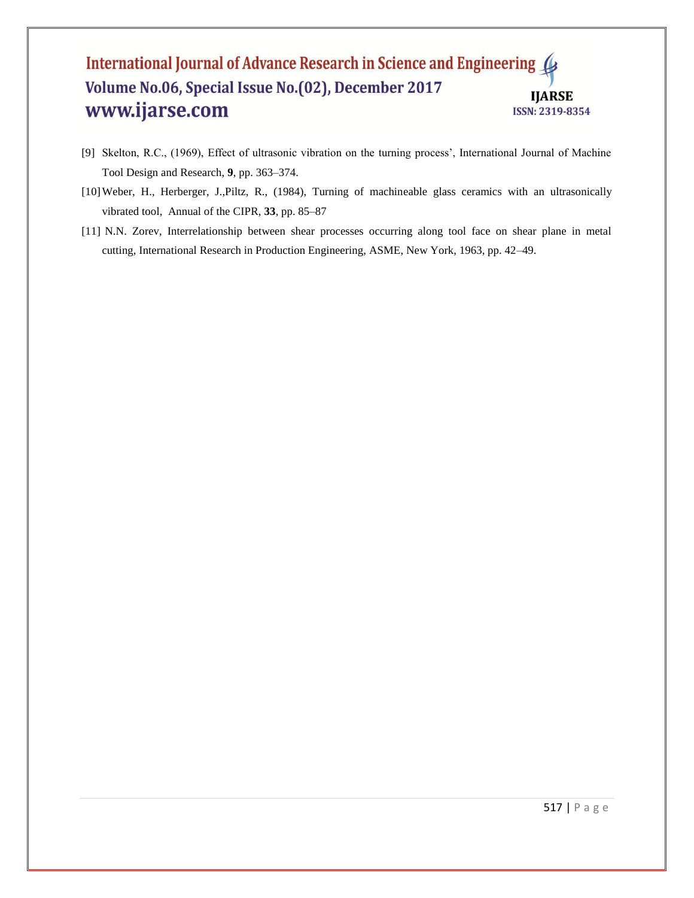[9] Skelton, R.C., (1969), Effect of ultrasonic vibration on the turning process', International Journal of Machine Tool Design and Research, **9**, pp. 363–374.

[10] Weber, H., Herberger, J.,Piltz, R., (1984), Turning of machineable glass ceramics with an ultrasonically vibrated tool, Annual of the CIPR, **33**, pp. 85–87

[11] N.N. Zorev, Interrelationship between shear processes occurring along tool face on shear plane in metal cutting, International Research in Production Engineering, ASME, New York, 1963, pp. 42–49.